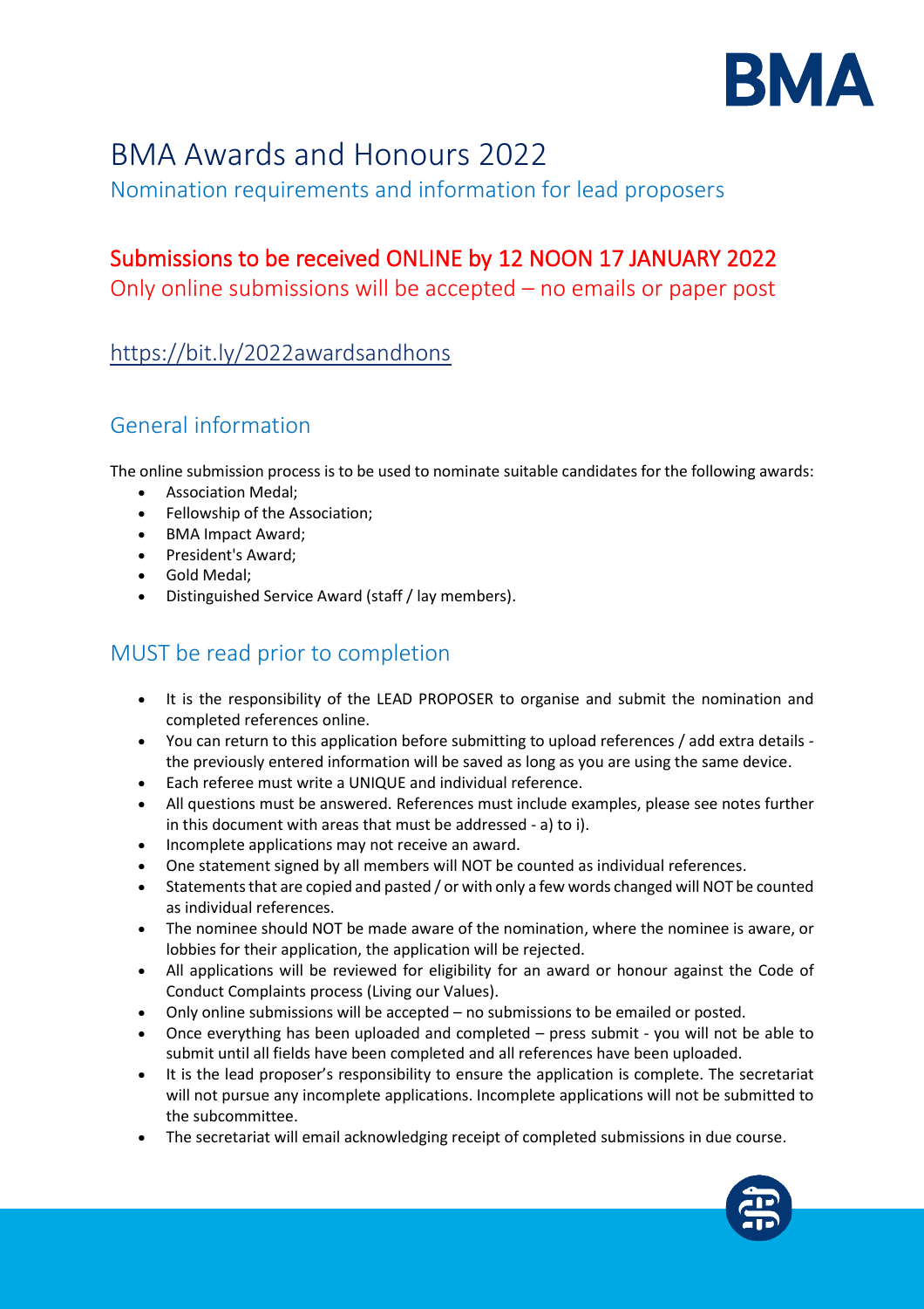# BMA Awards and Honours 2022

Nomination requirements and information for lead proposers

## Submissions to be received ONLINE by 12 NOON 17 JANUARY 2022

Only online submissions will be accepted – no emails or paper post

https://bit.ly/2022awardsandhons

## General information

The online submission process is to be used to nominate suitable candidates for the following awards:

- Association Medal;
- Fellowship of the Association;
- BMA Impact Award;
- President's Award;
- Gold Medal;
- Distinguished Service Award (staff / lay members).

## MUST be read prior to completion

- It is the responsibility of the LEAD PROPOSER to organise and submit the nomination and completed references online.
- You can return to this application before submitting to upload references / add extra details - the previously entered information will be saved as long as you are using the same device.
- Each referee must write a UNIQUE and individual reference.
- All questions must be answered. References must include examples, please see notes further in this document with areas that must be addressed - a) to i).
- Incomplete applications may not receive an award.
- One statement signed by all members will NOT be counted as individual references.
- Statements that are copied and pasted / or with only a few words changed will NOT be counted as individual references.
- The nominee should NOT be made aware of the nomination, where the nominee is aware, or lobbies for their application, the application will be rejected.
- All applications will be reviewed for eligibility for an award or honour against the Code of Conduct Complaints process (Living our Values).
- Only online submissions will be accepted – no submissions to be emailed or posted.
- Once everything has been uploaded and completed – press submit - you will not be able to submit until all fields have been completed and all references have been uploaded.
- It is the lead proposer's responsibility to ensure the application is complete. The secretariat will not pursue any incomplete applications. Incomplete applications will not be submitted to the subcommittee.
- The secretariat will email acknowledging receipt of completed submissions in due course.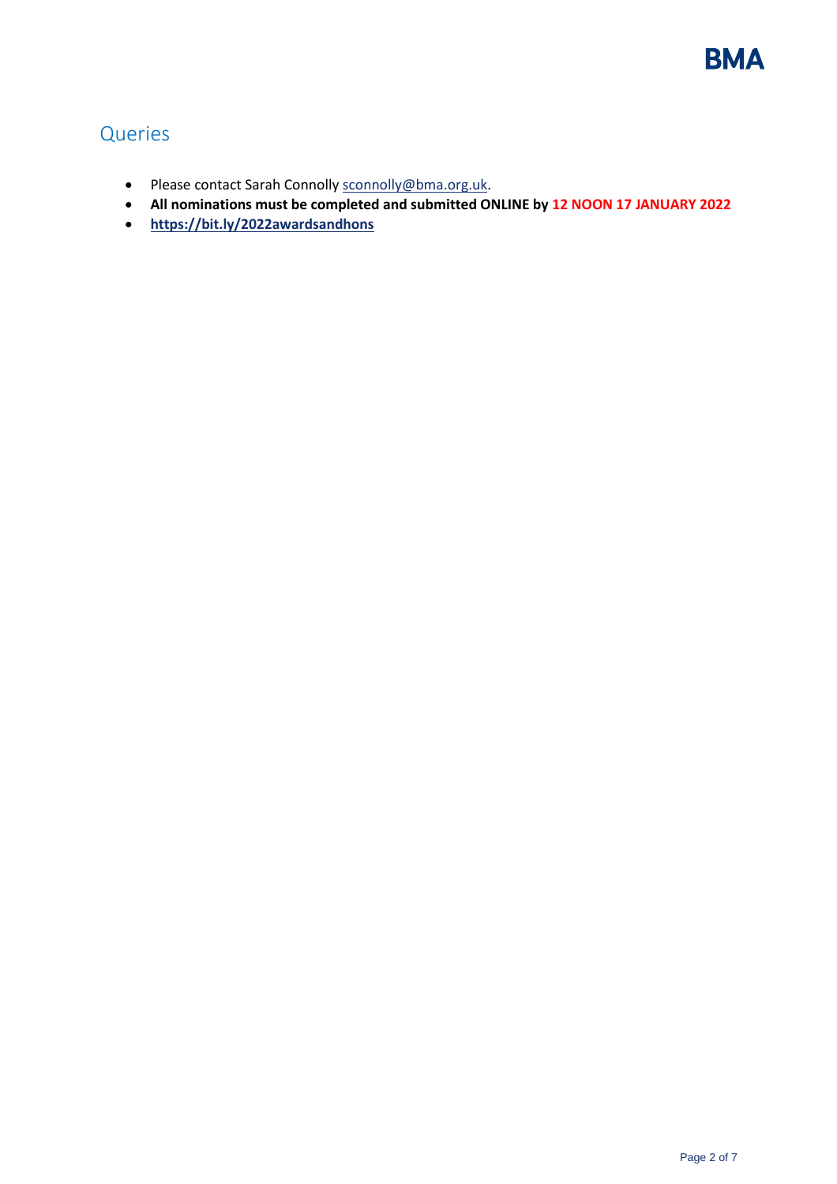## Queries

- Please contact Sarah Connolly sconnolly@bma.org.uk.
- **All nominations must be completed and submitted ONLINE by 12 NOON 17 JANUARY 2022**
- **https://bit.ly/2022awardsandhons**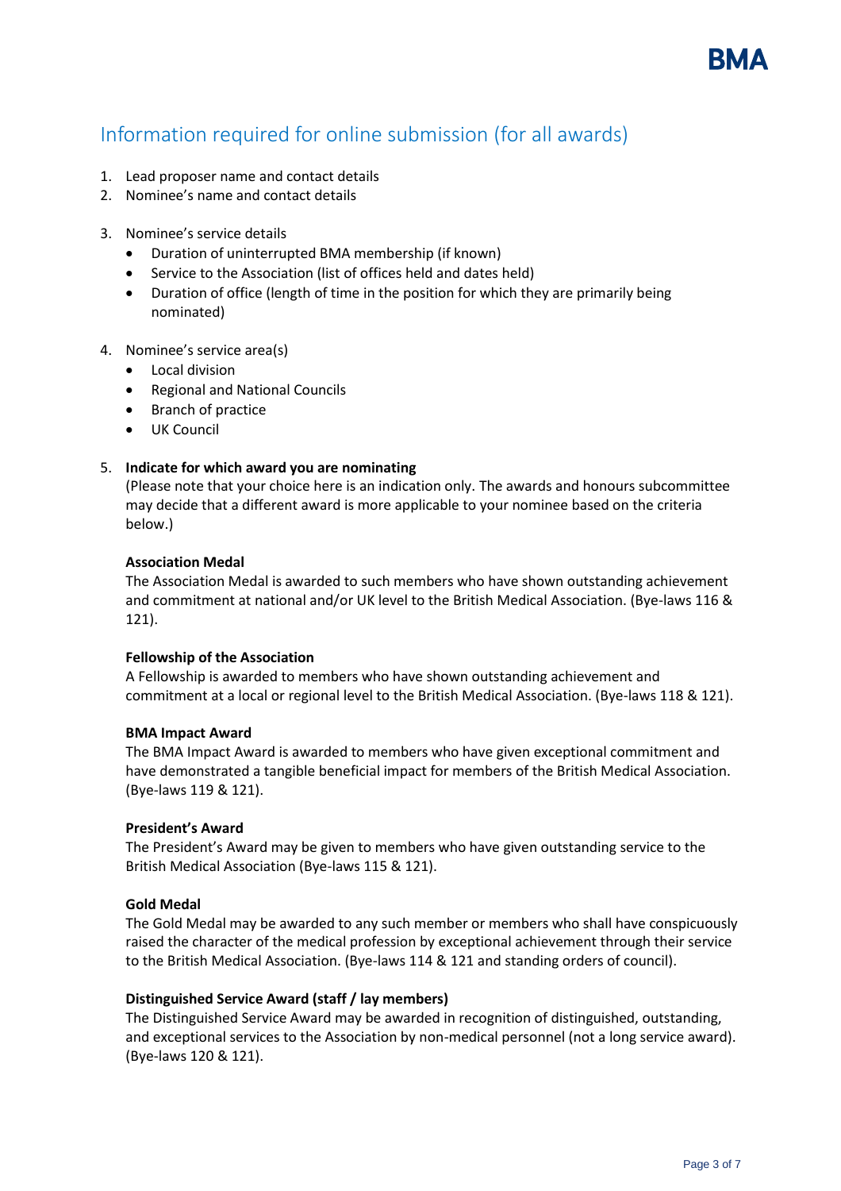## Information required for online submission (for all awards)

1. Lead proposer name and contact details
2. Nominee's name and contact details
3. Nominee's service details
   - Duration of uninterrupted BMA membership (if known)
   - Service to the Association (list of offices held and dates held)
   - Duration of office (length of time in the position for which they are primarily being nominated)
4. Nominee's service area(s)
   - Local division
   - Regional and National Councils
   - Branch of practice
   - UK Council
5. **Indicate for which award you are nominating**
   (Please note that your choice here is an indication only. The awards and honours subcommittee may decide that a different award is more applicable to your nominee based on the criteria below.)

   **Association Medal**
   The Association Medal is awarded to such members who have shown outstanding achievement and commitment at national and/or UK level to the British Medical Association. (Bye-laws 116 & 121).

   **Fellowship of the Association**
   A Fellowship is awarded to members who have shown outstanding achievement and commitment at a local or regional level to the British Medical Association. (Bye-laws 118 & 121).

   **BMA Impact Award**
   The BMA Impact Award is awarded to members who have given exceptional commitment and have demonstrated a tangible beneficial impact for members of the British Medical Association. (Bye-laws 119 & 121).

   **President's Award**
   The President's Award may be given to members who have given outstanding service to the British Medical Association (Bye-laws 115 & 121).

   **Gold Medal**
   The Gold Medal may be awarded to any such member or members who shall have conspicuously raised the character of the medical profession by exceptional achievement through their service to the British Medical Association. (Bye-laws 114 & 121 and standing orders of council).

   **Distinguished Service Award (staff / lay members)**
   The Distinguished Service Award may be awarded in recognition of distinguished, outstanding, and exceptional services to the Association by non-medical personnel (not a long service award). (Bye-laws 120 & 121).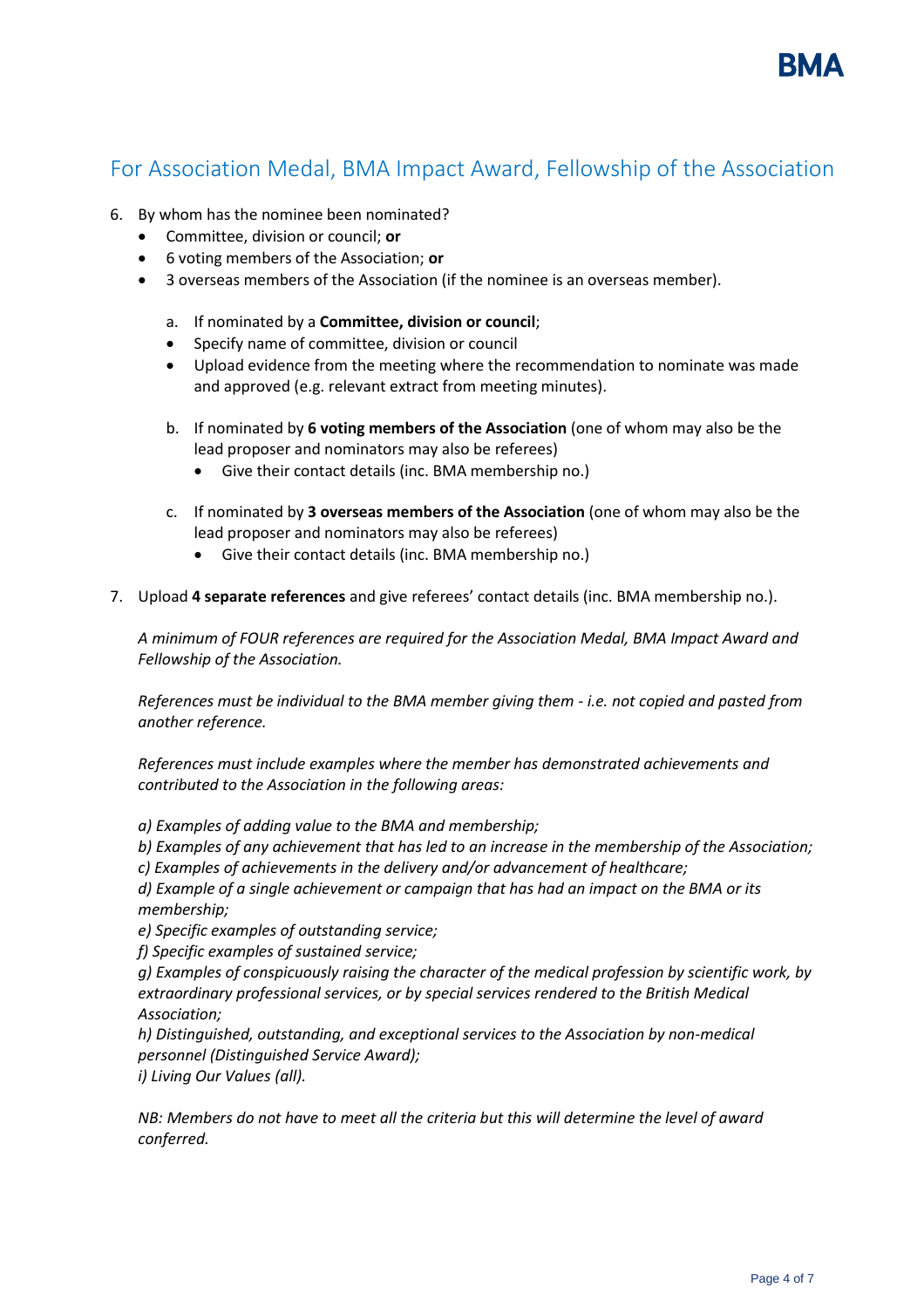## For Association Medal, BMA Impact Award, Fellowship of the Association

6. By whom has the nominee been nominated?
   - Committee, division or council; **or**
   - 6 voting members of the Association; **or**
   - 3 overseas members of the Association (if the nominee is an overseas member).

   a. If nominated by a **Committee, division or council**;
   - Specify name of committee, division or council
   - Upload evidence from the meeting where the recommendation to nominate was made and approved (e.g. relevant extract from meeting minutes).

   b. If nominated by **6 voting members of the Association** (one of whom may also be the lead proposer and nominators may also be referees)
      - Give their contact details (inc. BMA membership no.)

   c. If nominated by **3 overseas members of the Association** (one of whom may also be the lead proposer and nominators may also be referees)
      - Give their contact details (inc. BMA membership no.)

7. Upload **4 separate references** and give referees' contact details (inc. BMA membership no.).

   *A minimum of FOUR references are required for the Association Medal, BMA Impact Award and Fellowship of the Association.*

   *References must be individual to the BMA member giving them - i.e. not copied and pasted from another reference.*

   *References must include examples where the member has demonstrated achievements and contributed to the Association in the following areas:*

   *a) Examples of adding value to the BMA and membership;*
   *b) Examples of any achievement that has led to an increase in the membership of the Association;*
   *c) Examples of achievements in the delivery and/or advancement of healthcare;*
   *d) Example of a single achievement or campaign that has had an impact on the BMA or its membership;*
   *e) Specific examples of outstanding service;*
   *f) Specific examples of sustained service;*
   *g) Examples of conspicuously raising the character of the medical profession by scientific work, by extraordinary professional services, or by special services rendered to the British Medical Association;*
   *h) Distinguished, outstanding, and exceptional services to the Association by non-medical personnel (Distinguished Service Award);*
   *i) Living Our Values (all).*

   *NB: Members do not have to meet all the criteria but this will determine the level of award conferred.*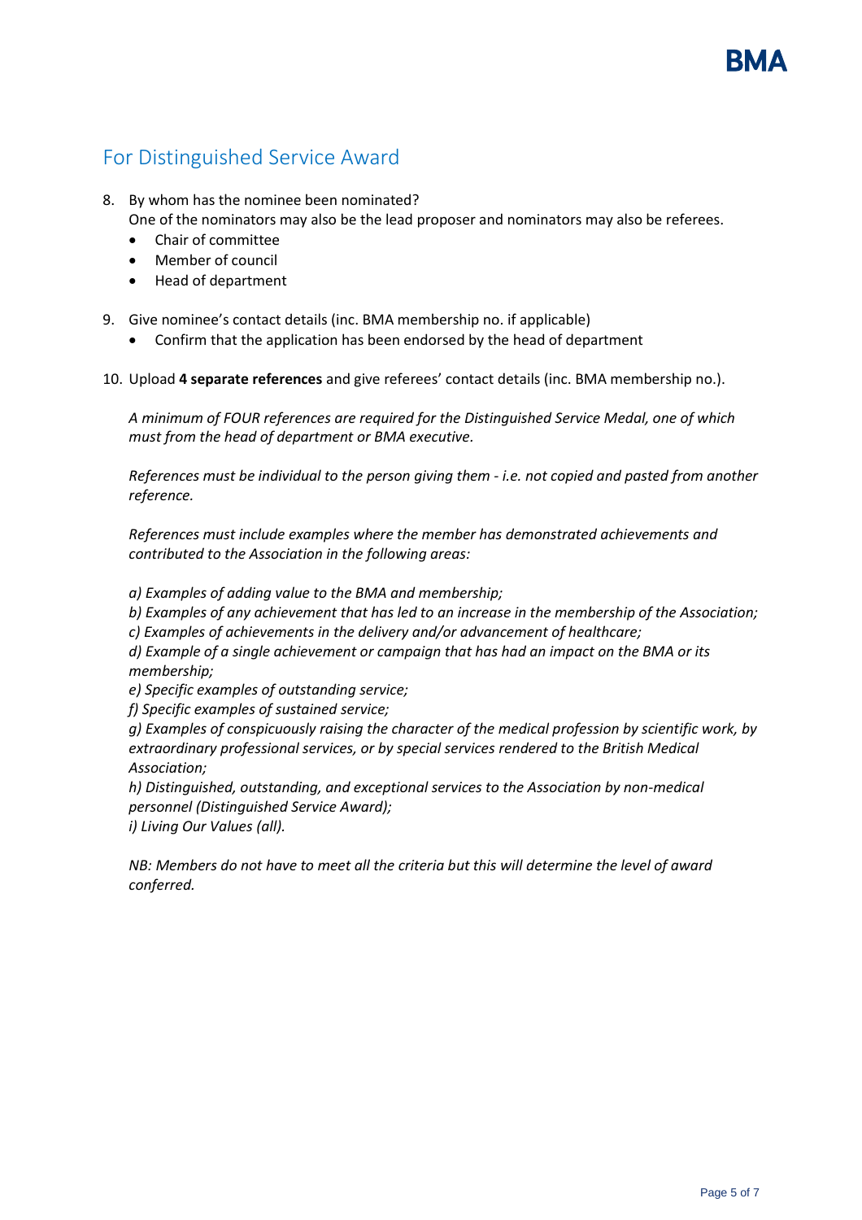## For Distinguished Service Award

8. By whom has the nominee been nominated?
   One of the nominators may also be the lead proposer and nominators may also be referees.
   - Chair of committee
   - Member of council
   - Head of department

9. Give nominee's contact details (inc. BMA membership no. if applicable)
   - Confirm that the application has been endorsed by the head of department

10. Upload **4 separate references** and give referees' contact details (inc. BMA membership no.).

    *A minimum of FOUR references are required for the Distinguished Service Medal, one of which must from the head of department or BMA executive.*

    *References must be individual to the person giving them - i.e. not copied and pasted from another reference.*

    *References must include examples where the member has demonstrated achievements and contributed to the Association in the following areas:*

    *a) Examples of adding value to the BMA and membership;*
    *b) Examples of any achievement that has led to an increase in the membership of the Association;*
    *c) Examples of achievements in the delivery and/or advancement of healthcare;*
    *d) Example of a single achievement or campaign that has had an impact on the BMA or its membership;*
    *e) Specific examples of outstanding service;*
    *f) Specific examples of sustained service;*
    *g) Examples of conspicuously raising the character of the medical profession by scientific work, by extraordinary professional services, or by special services rendered to the British Medical Association;*
    *h) Distinguished, outstanding, and exceptional services to the Association by non-medical personnel (Distinguished Service Award);*
    *i) Living Our Values (all).*

    *NB: Members do not have to meet all the criteria but this will determine the level of award conferred.*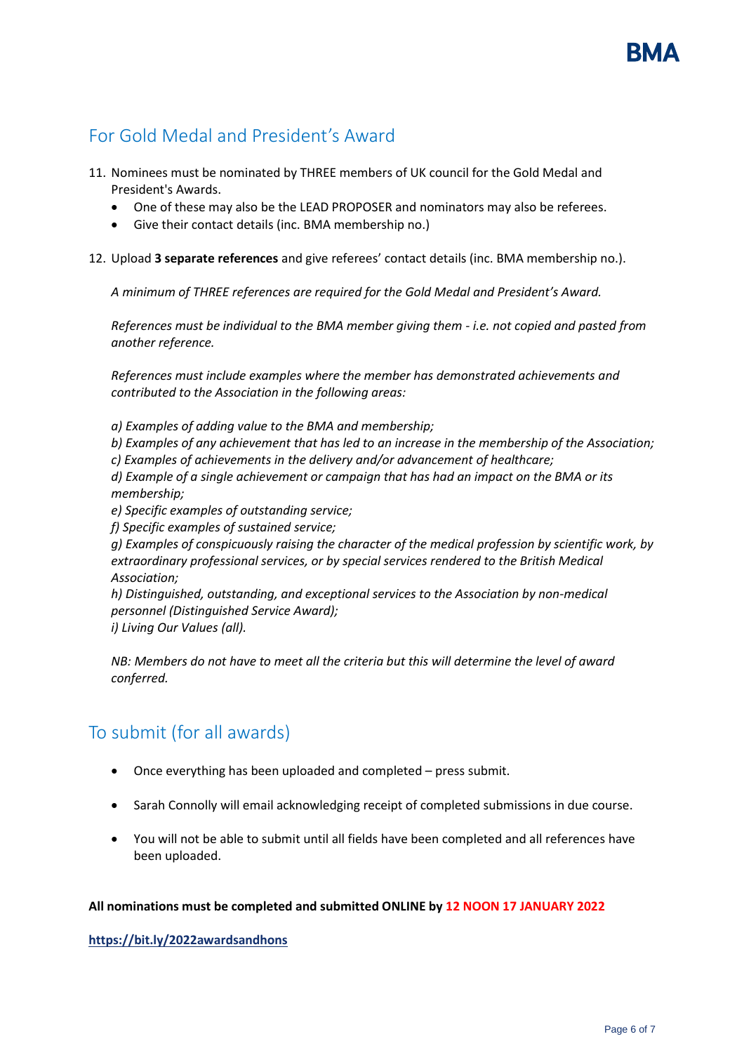## For Gold Medal and President's Award

11. Nominees must be nominated by THREE members of UK council for the Gold Medal and President's Awards.
    - One of these may also be the LEAD PROPOSER and nominators may also be referees.
    - Give their contact details (inc. BMA membership no.)

12. Upload **3 separate references** and give referees' contact details (inc. BMA membership no.).

    *A minimum of THREE references are required for the Gold Medal and President's Award.*

    *References must be individual to the BMA member giving them - i.e. not copied and pasted from another reference.*

    *References must include examples where the member has demonstrated achievements and contributed to the Association in the following areas:*

    *a) Examples of adding value to the BMA and membership;*
    *b) Examples of any achievement that has led to an increase in the membership of the Association;*
    *c) Examples of achievements in the delivery and/or advancement of healthcare;*
    *d) Example of a single achievement or campaign that has had an impact on the BMA or its membership;*
    *e) Specific examples of outstanding service;*
    *f) Specific examples of sustained service;*
    *g) Examples of conspicuously raising the character of the medical profession by scientific work, by extraordinary professional services, or by special services rendered to the British Medical Association;*
    *h) Distinguished, outstanding, and exceptional services to the Association by non-medical personnel (Distinguished Service Award);*
    *i) Living Our Values (all).*

    *NB: Members do not have to meet all the criteria but this will determine the level of award conferred.*

## To submit (for all awards)

- Once everything has been uploaded and completed – press submit.
- Sarah Connolly will email acknowledging receipt of completed submissions in due course.
- You will not be able to submit until all fields have been completed and all references have been uploaded.

**All nominations must be completed and submitted ONLINE by 12 NOON 17 JANUARY 2022**

**https://bit.ly/2022awardsandhons**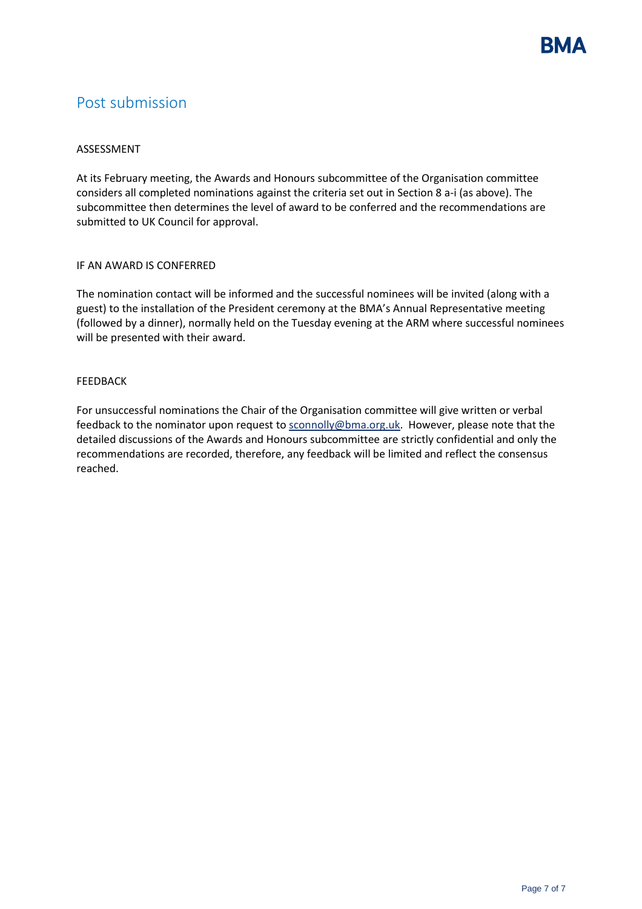## Post submission

ASSESSMENT

At its February meeting, the Awards and Honours subcommittee of the Organisation committee considers all completed nominations against the criteria set out in Section 8 a-i (as above). The subcommittee then determines the level of award to be conferred and the recommendations are submitted to UK Council for approval.

IF AN AWARD IS CONFERRED

The nomination contact will be informed and the successful nominees will be invited (along with a guest) to the installation of the President ceremony at the BMA's Annual Representative meeting (followed by a dinner), normally held on the Tuesday evening at the ARM where successful nominees will be presented with their award.

FEEDBACK

For unsuccessful nominations the Chair of the Organisation committee will give written or verbal feedback to the nominator upon request to sconnolly@bma.org.uk. However, please note that the detailed discussions of the Awards and Honours subcommittee are strictly confidential and only the recommendations are recorded, therefore, any feedback will be limited and reflect the consensus reached.